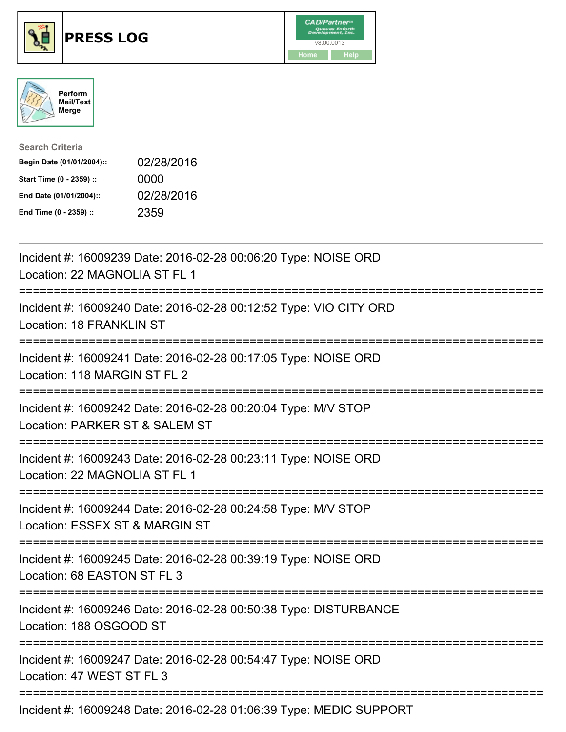# PRESS LOG

CAD/Partner
v8.00.0013
Home Help

Perform Mail/Text Merge

**Search Criteria**

| | |
|---|---|
| **Begin Date (01/01/2004)::** | 02/28/2016 |
| **Start Time (0 - 2359) ::** | 0000 |
| **End Date (01/01/2004)::** | 02/28/2016 |
| **End Time (0 - 2359) ::** | 2359 |

---

Incident #: 16009239 Date: 2016-02-28 00:06:20 Type: NOISE ORD
Location: 22 MAGNOLIA ST FL 1

===========================================================================

Incident #: 16009240 Date: 2016-02-28 00:12:52 Type: VIO CITY ORD
Location: 18 FRANKLIN ST

===========================================================================

Incident #: 16009241 Date: 2016-02-28 00:17:05 Type: NOISE ORD
Location: 118 MARGIN ST FL 2

===========================================================================

Incident #: 16009242 Date: 2016-02-28 00:20:04 Type: M/V STOP
Location: PARKER ST & SALEM ST

===========================================================================

Incident #: 16009243 Date: 2016-02-28 00:23:11 Type: NOISE ORD
Location: 22 MAGNOLIA ST FL 1

===========================================================================

Incident #: 16009244 Date: 2016-02-28 00:24:58 Type: M/V STOP
Location: ESSEX ST & MARGIN ST

===========================================================================

Incident #: 16009245 Date: 2016-02-28 00:39:19 Type: NOISE ORD
Location: 68 EASTON ST FL 3

===========================================================================

Incident #: 16009246 Date: 2016-02-28 00:50:38 Type: DISTURBANCE
Location: 188 OSGOOD ST

===========================================================================

Incident #: 16009247 Date: 2016-02-28 00:54:47 Type: NOISE ORD
Location: 47 WEST ST FL 3

===========================================================================

Incident #: 16009248 Date: 2016-02-28 01:06:39 Type: MEDIC SUPPORT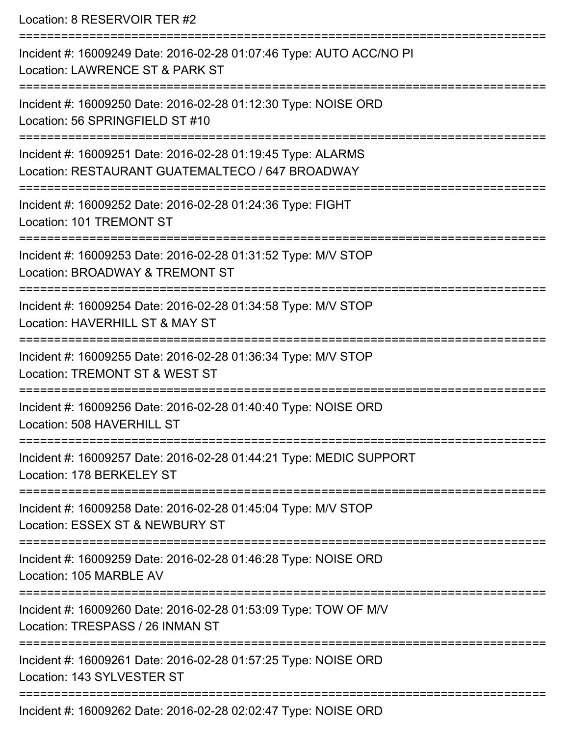Location: 8 RESERVOIR TER #2

===========================================================================

Incident #: 16009249 Date: 2016-02-28 01:07:46 Type: AUTO ACC/NO PI
Location: LAWRENCE ST & PARK ST

===========================================================================

Incident #: 16009250 Date: 2016-02-28 01:12:30 Type: NOISE ORD
Location: 56 SPRINGFIELD ST #10

===========================================================================

Incident #: 16009251 Date: 2016-02-28 01:19:45 Type: ALARMS
Location: RESTAURANT GUATEMALTECO / 647 BROADWAY

===========================================================================

Incident #: 16009252 Date: 2016-02-28 01:24:36 Type: FIGHT
Location: 101 TREMONT ST

===========================================================================

Incident #: 16009253 Date: 2016-02-28 01:31:52 Type: M/V STOP
Location: BROADWAY & TREMONT ST

===========================================================================

Incident #: 16009254 Date: 2016-02-28 01:34:58 Type: M/V STOP
Location: HAVERHILL ST & MAY ST

===========================================================================

Incident #: 16009255 Date: 2016-02-28 01:36:34 Type: M/V STOP
Location: TREMONT ST & WEST ST

===========================================================================

Incident #: 16009256 Date: 2016-02-28 01:40:40 Type: NOISE ORD
Location: 508 HAVERHILL ST

===========================================================================

Incident #: 16009257 Date: 2016-02-28 01:44:21 Type: MEDIC SUPPORT
Location: 178 BERKELEY ST

===========================================================================

Incident #: 16009258 Date: 2016-02-28 01:45:04 Type: M/V STOP
Location: ESSEX ST & NEWBURY ST

===========================================================================

Incident #: 16009259 Date: 2016-02-28 01:46:28 Type: NOISE ORD
Location: 105 MARBLE AV

===========================================================================

Incident #: 16009260 Date: 2016-02-28 01:53:09 Type: TOW OF M/V
Location: TRESPASS / 26 INMAN ST

===========================================================================

Incident #: 16009261 Date: 2016-02-28 01:57:25 Type: NOISE ORD
Location: 143 SYLVESTER ST

===========================================================================

Incident #: 16009262 Date: 2016-02-28 02:02:47 Type: NOISE ORD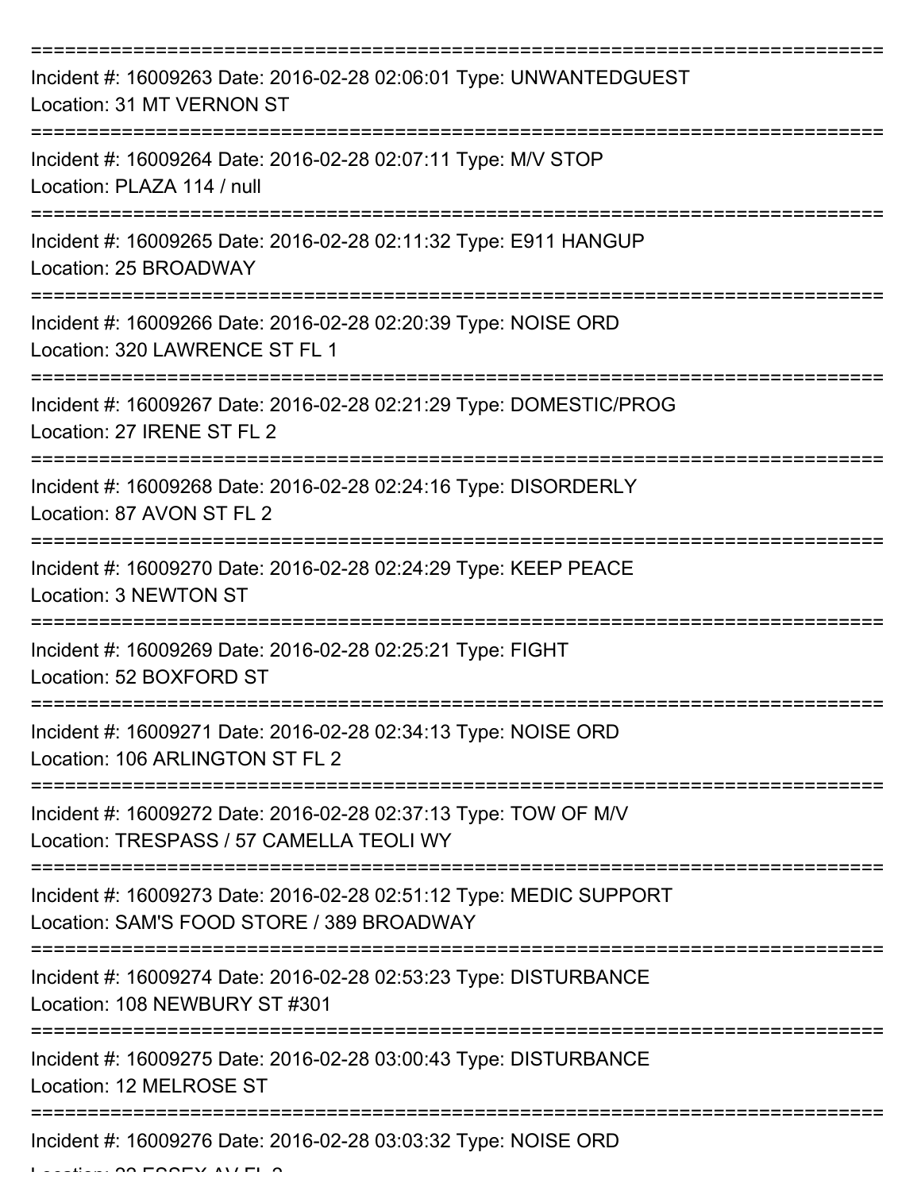===========================================================================

Incident #: 16009263 Date: 2016-02-28 02:06:01 Type: UNWANTEDGUEST
Location: 31 MT VERNON ST

===========================================================================

Incident #: 16009264 Date: 2016-02-28 02:07:11 Type: M/V STOP
Location: PLAZA 114 / null

===========================================================================

Incident #: 16009265 Date: 2016-02-28 02:11:32 Type: E911 HANGUP
Location: 25 BROADWAY

===========================================================================

Incident #: 16009266 Date: 2016-02-28 02:20:39 Type: NOISE ORD
Location: 320 LAWRENCE ST FL 1

===========================================================================

Incident #: 16009267 Date: 2016-02-28 02:21:29 Type: DOMESTIC/PROG
Location: 27 IRENE ST FL 2

===========================================================================

Incident #: 16009268 Date: 2016-02-28 02:24:16 Type: DISORDERLY
Location: 87 AVON ST FL 2

===========================================================================

Incident #: 16009270 Date: 2016-02-28 02:24:29 Type: KEEP PEACE
Location: 3 NEWTON ST

===========================================================================

Incident #: 16009269 Date: 2016-02-28 02:25:21 Type: FIGHT
Location: 52 BOXFORD ST

===========================================================================

Incident #: 16009271 Date: 2016-02-28 02:34:13 Type: NOISE ORD
Location: 106 ARLINGTON ST FL 2

===========================================================================

Incident #: 16009272 Date: 2016-02-28 02:37:13 Type: TOW OF M/V
Location: TRESPASS / 57 CAMELLA TEOLI WY

===========================================================================

Incident #: 16009273 Date: 2016-02-28 02:51:12 Type: MEDIC SUPPORT
Location: SAM'S FOOD STORE / 389 BROADWAY

===========================================================================

Incident #: 16009274 Date: 2016-02-28 02:53:23 Type: DISTURBANCE
Location: 108 NEWBURY ST #301

===========================================================================

Incident #: 16009275 Date: 2016-02-28 03:00:43 Type: DISTURBANCE
Location: 12 MELROSE ST

===========================================================================

Incident #: 16009276 Date: 2016-02-28 03:03:32 Type: NOISE ORD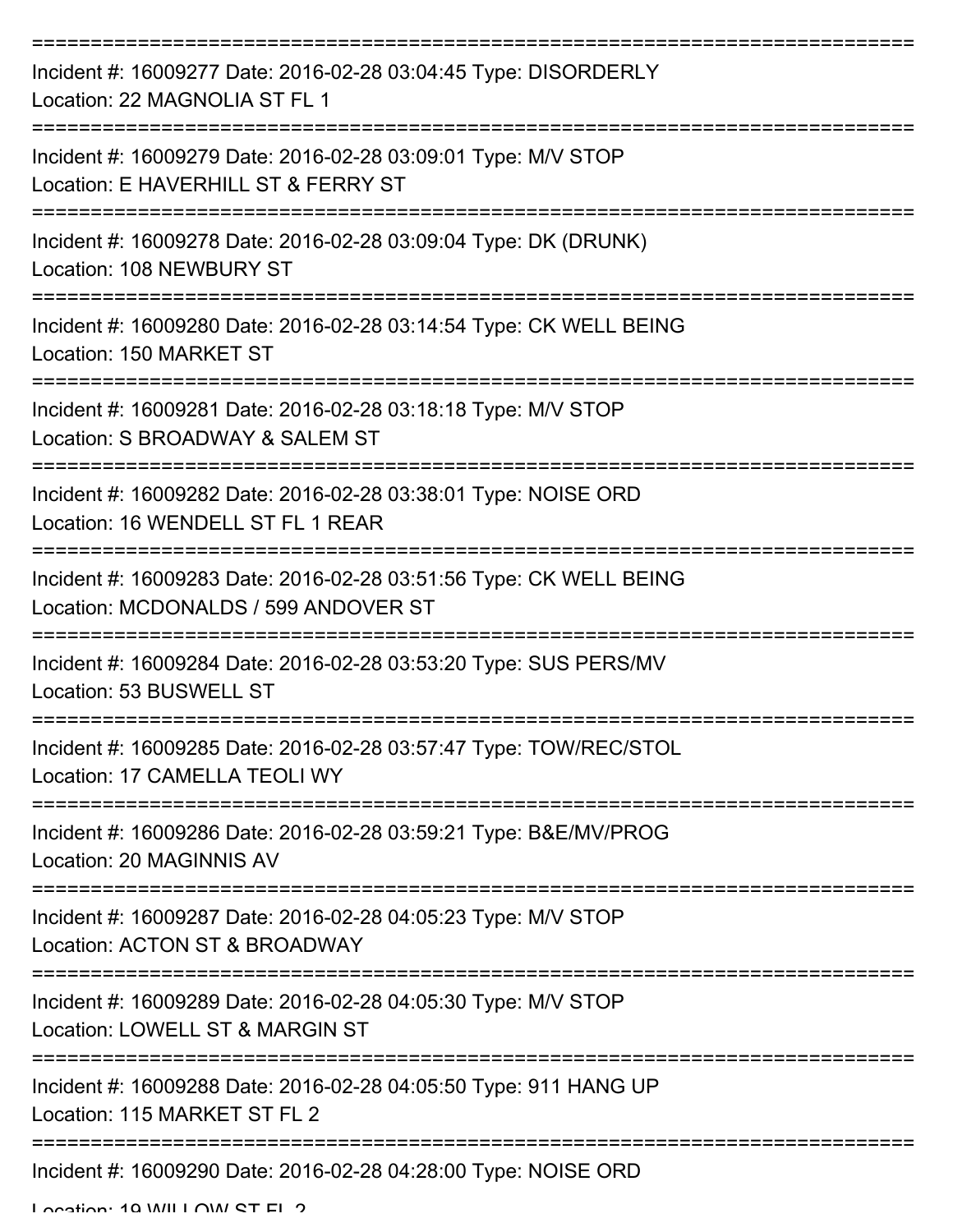===========================================================================

Incident #: 16009277 Date: 2016-02-28 03:04:45 Type: DISORDERLY

Location: 22 MAGNOLIA ST FL 1

===========================================================================

Incident #: 16009279 Date: 2016-02-28 03:09:01 Type: M/V STOP

Location: E HAVERHILL ST & FERRY ST

===========================================================================

Incident #: 16009278 Date: 2016-02-28 03:09:04 Type: DK (DRUNK)

Location: 108 NEWBURY ST

===========================================================================

Incident #: 16009280 Date: 2016-02-28 03:14:54 Type: CK WELL BEING

Location: 150 MARKET ST

===========================================================================

Incident #: 16009281 Date: 2016-02-28 03:18:18 Type: M/V STOP

Location: S BROADWAY & SALEM ST

===========================================================================

Incident #: 16009282 Date: 2016-02-28 03:38:01 Type: NOISE ORD

Location: 16 WENDELL ST FL 1 REAR

===========================================================================

Incident #: 16009283 Date: 2016-02-28 03:51:56 Type: CK WELL BEING

Location: MCDONALDS / 599 ANDOVER ST

===========================================================================

Incident #: 16009284 Date: 2016-02-28 03:53:20 Type: SUS PERS/MV

Location: 53 BUSWELL ST

===========================================================================

Incident #: 16009285 Date: 2016-02-28 03:57:47 Type: TOW/REC/STOL

Location: 17 CAMELLA TEOLI WY

===========================================================================

Incident #: 16009286 Date: 2016-02-28 03:59:21 Type: B&E/MV/PROG

Location: 20 MAGINNIS AV

===========================================================================

Incident #: 16009287 Date: 2016-02-28 04:05:23 Type: M/V STOP

Location: ACTON ST & BROADWAY

===========================================================================

Incident #: 16009289 Date: 2016-02-28 04:05:30 Type: M/V STOP

Location: LOWELL ST & MARGIN ST

===========================================================================

Incident #: 16009288 Date: 2016-02-28 04:05:50 Type: 911 HANG UP

Location: 115 MARKET ST FL 2

===========================================================================

Incident #: 16009290 Date: 2016-02-28 04:28:00 Type: NOISE ORD

Location: 19 WILLOW ST FL 2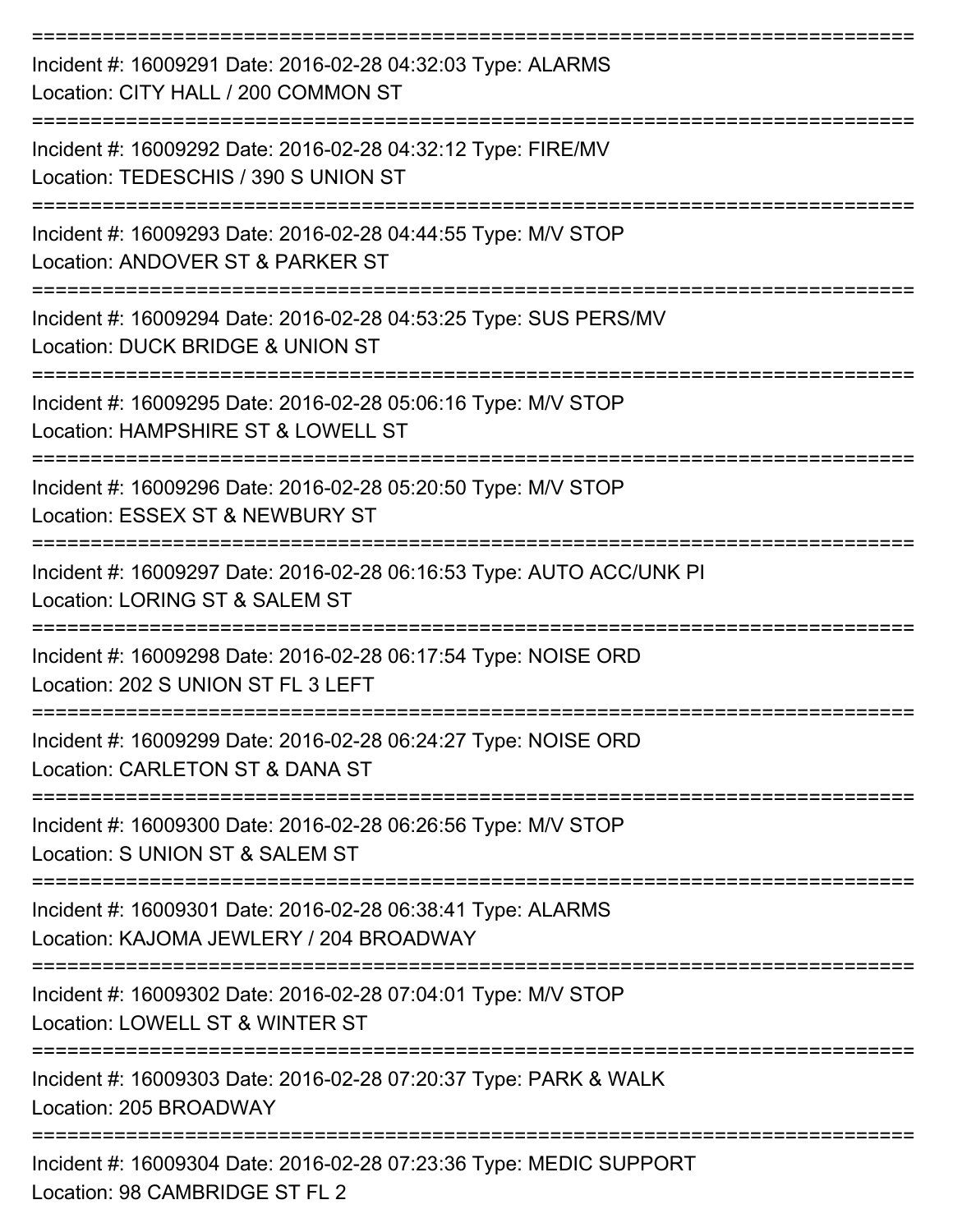===========================================================================

Incident #: 16009291 Date: 2016-02-28 04:32:03 Type: ALARMS
Location: CITY HALL / 200 COMMON ST

===========================================================================

Incident #: 16009292 Date: 2016-02-28 04:32:12 Type: FIRE/MV
Location: TEDESCHIS / 390 S UNION ST

===========================================================================

Incident #: 16009293 Date: 2016-02-28 04:44:55 Type: M/V STOP
Location: ANDOVER ST & PARKER ST

===========================================================================

Incident #: 16009294 Date: 2016-02-28 04:53:25 Type: SUS PERS/MV
Location: DUCK BRIDGE & UNION ST

===========================================================================

Incident #: 16009295 Date: 2016-02-28 05:06:16 Type: M/V STOP
Location: HAMPSHIRE ST & LOWELL ST

===========================================================================

Incident #: 16009296 Date: 2016-02-28 05:20:50 Type: M/V STOP
Location: ESSEX ST & NEWBURY ST

===========================================================================

Incident #: 16009297 Date: 2016-02-28 06:16:53 Type: AUTO ACC/UNK PI
Location: LORING ST & SALEM ST

===========================================================================

Incident #: 16009298 Date: 2016-02-28 06:17:54 Type: NOISE ORD
Location: 202 S UNION ST FL 3 LEFT

===========================================================================

Incident #: 16009299 Date: 2016-02-28 06:24:27 Type: NOISE ORD
Location: CARLETON ST & DANA ST

===========================================================================

Incident #: 16009300 Date: 2016-02-28 06:26:56 Type: M/V STOP
Location: S UNION ST & SALEM ST

===========================================================================

Incident #: 16009301 Date: 2016-02-28 06:38:41 Type: ALARMS
Location: KAJOMA JEWLERY / 204 BROADWAY

===========================================================================

Incident #: 16009302 Date: 2016-02-28 07:04:01 Type: M/V STOP
Location: LOWELL ST & WINTER ST

===========================================================================

Incident #: 16009303 Date: 2016-02-28 07:20:37 Type: PARK & WALK
Location: 205 BROADWAY

===========================================================================

Incident #: 16009304 Date: 2016-02-28 07:23:36 Type: MEDIC SUPPORT
Location: 98 CAMBRIDGE ST FL 2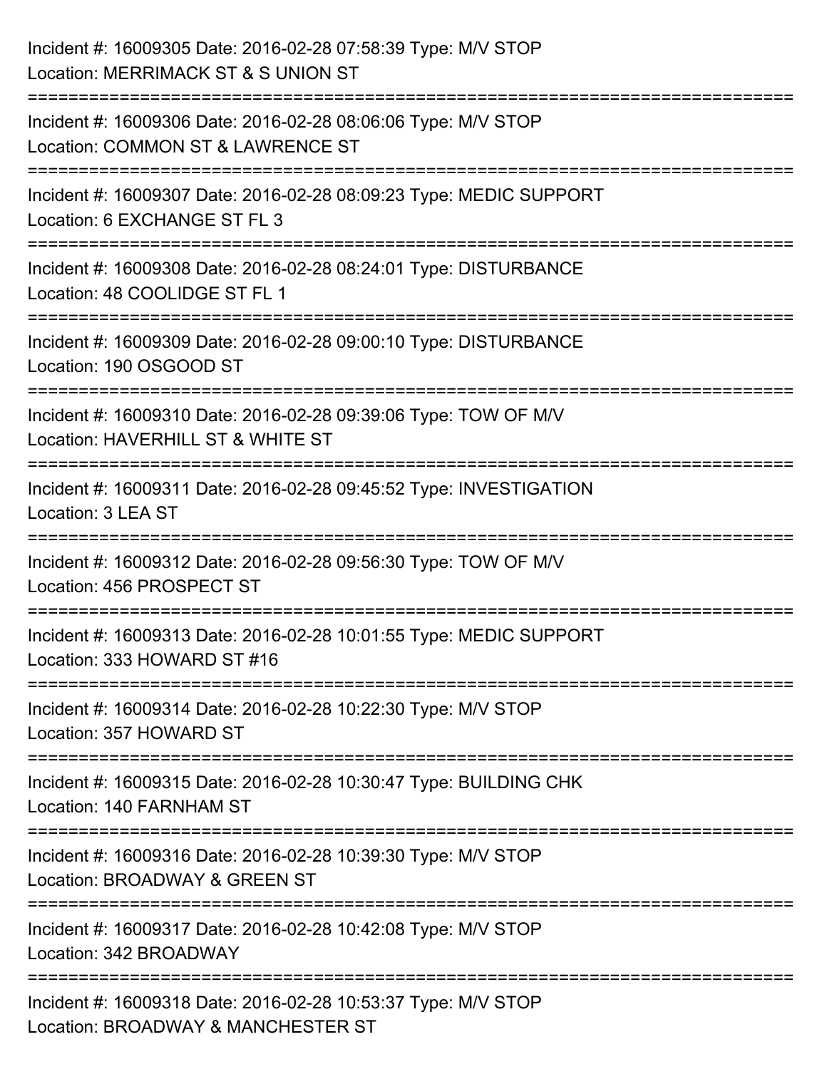Incident #: 16009305 Date: 2016-02-28 07:58:39 Type: M/V STOP
Location: MERRIMACK ST & S UNION ST

===========================================================================

Incident #: 16009306 Date: 2016-02-28 08:06:06 Type: M/V STOP
Location: COMMON ST & LAWRENCE ST

===========================================================================

Incident #: 16009307 Date: 2016-02-28 08:09:23 Type: MEDIC SUPPORT
Location: 6 EXCHANGE ST FL 3

===========================================================================

Incident #: 16009308 Date: 2016-02-28 08:24:01 Type: DISTURBANCE
Location: 48 COOLIDGE ST FL 1

===========================================================================

Incident #: 16009309 Date: 2016-02-28 09:00:10 Type: DISTURBANCE
Location: 190 OSGOOD ST

===========================================================================

Incident #: 16009310 Date: 2016-02-28 09:39:06 Type: TOW OF M/V
Location: HAVERHILL ST & WHITE ST

===========================================================================

Incident #: 16009311 Date: 2016-02-28 09:45:52 Type: INVESTIGATION
Location: 3 LEA ST

===========================================================================

Incident #: 16009312 Date: 2016-02-28 09:56:30 Type: TOW OF M/V
Location: 456 PROSPECT ST

===========================================================================

Incident #: 16009313 Date: 2016-02-28 10:01:55 Type: MEDIC SUPPORT
Location: 333 HOWARD ST #16

===========================================================================

Incident #: 16009314 Date: 2016-02-28 10:22:30 Type: M/V STOP
Location: 357 HOWARD ST

===========================================================================

Incident #: 16009315 Date: 2016-02-28 10:30:47 Type: BUILDING CHK
Location: 140 FARNHAM ST

===========================================================================

Incident #: 16009316 Date: 2016-02-28 10:39:30 Type: M/V STOP
Location: BROADWAY & GREEN ST

===========================================================================

Incident #: 16009317 Date: 2016-02-28 10:42:08 Type: M/V STOP
Location: 342 BROADWAY

===========================================================================

Incident #: 16009318 Date: 2016-02-28 10:53:37 Type: M/V STOP
Location: BROADWAY & MANCHESTER ST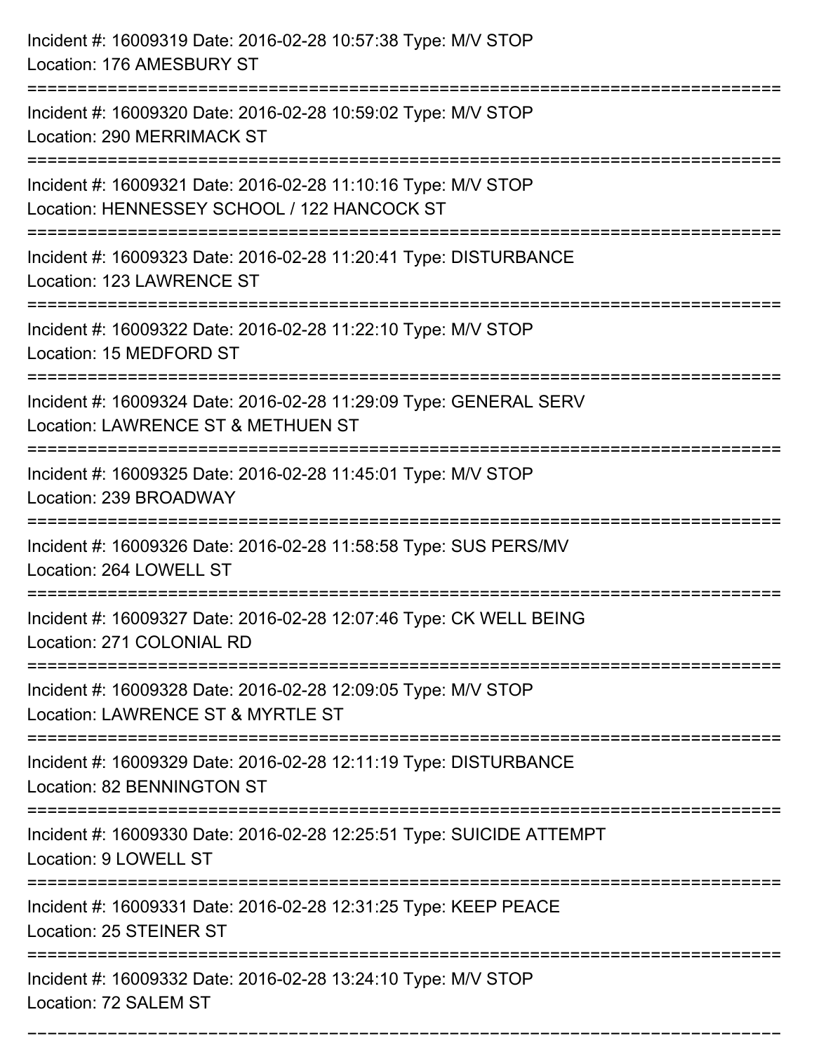Incident #: 16009319 Date: 2016-02-28 10:57:38 Type: M/V STOP
Location: 176 AMESBURY ST

===========================================================================

Incident #: 16009320 Date: 2016-02-28 10:59:02 Type: M/V STOP
Location: 290 MERRIMACK ST

===========================================================================

Incident #: 16009321 Date: 2016-02-28 11:10:16 Type: M/V STOP
Location: HENNESSEY SCHOOL / 122 HANCOCK ST

===========================================================================

Incident #: 16009323 Date: 2016-02-28 11:20:41 Type: DISTURBANCE
Location: 123 LAWRENCE ST

===========================================================================

Incident #: 16009322 Date: 2016-02-28 11:22:10 Type: M/V STOP
Location: 15 MEDFORD ST

===========================================================================

Incident #: 16009324 Date: 2016-02-28 11:29:09 Type: GENERAL SERV
Location: LAWRENCE ST & METHUEN ST

===========================================================================

Incident #: 16009325 Date: 2016-02-28 11:45:01 Type: M/V STOP
Location: 239 BROADWAY

===========================================================================

Incident #: 16009326 Date: 2016-02-28 11:58:58 Type: SUS PERS/MV
Location: 264 LOWELL ST

===========================================================================

Incident #: 16009327 Date: 2016-02-28 12:07:46 Type: CK WELL BEING
Location: 271 COLONIAL RD

===========================================================================

Incident #: 16009328 Date: 2016-02-28 12:09:05 Type: M/V STOP
Location: LAWRENCE ST & MYRTLE ST

===========================================================================

Incident #: 16009329 Date: 2016-02-28 12:11:19 Type: DISTURBANCE
Location: 82 BENNINGTON ST

===========================================================================

Incident #: 16009330 Date: 2016-02-28 12:25:51 Type: SUICIDE ATTEMPT
Location: 9 LOWELL ST

===========================================================================

Incident #: 16009331 Date: 2016-02-28 12:31:25 Type: KEEP PEACE
Location: 25 STEINER ST

===========================================================================

Incident #: 16009332 Date: 2016-02-28 13:24:10 Type: M/V STOP
Location: 72 SALEM ST

===========================================================================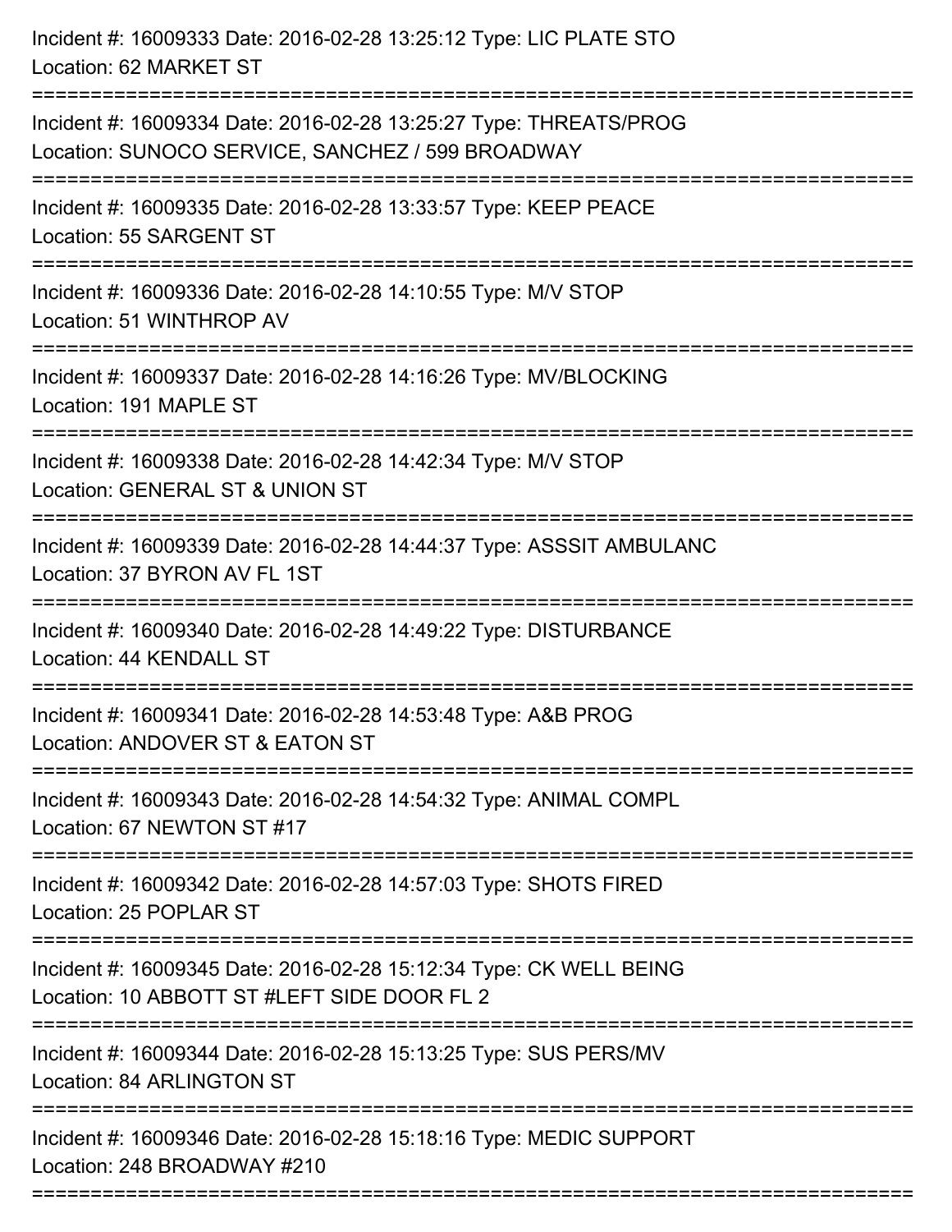Incident #: 16009333 Date: 2016-02-28 13:25:12 Type: LIC PLATE STO
Location: 62 MARKET ST

===========================================================================

Incident #: 16009334 Date: 2016-02-28 13:25:27 Type: THREATS/PROG
Location: SUNOCO SERVICE, SANCHEZ / 599 BROADWAY

===========================================================================

Incident #: 16009335 Date: 2016-02-28 13:33:57 Type: KEEP PEACE
Location: 55 SARGENT ST

===========================================================================

Incident #: 16009336 Date: 2016-02-28 14:10:55 Type: M/V STOP
Location: 51 WINTHROP AV

===========================================================================

Incident #: 16009337 Date: 2016-02-28 14:16:26 Type: MV/BLOCKING
Location: 191 MAPLE ST

===========================================================================

Incident #: 16009338 Date: 2016-02-28 14:42:34 Type: M/V STOP
Location: GENERAL ST & UNION ST

===========================================================================

Incident #: 16009339 Date: 2016-02-28 14:44:37 Type: ASSSIT AMBULANC
Location: 37 BYRON AV FL 1ST

===========================================================================

Incident #: 16009340 Date: 2016-02-28 14:49:22 Type: DISTURBANCE
Location: 44 KENDALL ST

===========================================================================

Incident #: 16009341 Date: 2016-02-28 14:53:48 Type: A&B PROG
Location: ANDOVER ST & EATON ST

===========================================================================

Incident #: 16009343 Date: 2016-02-28 14:54:32 Type: ANIMAL COMPL
Location: 67 NEWTON ST #17

===========================================================================

Incident #: 16009342 Date: 2016-02-28 14:57:03 Type: SHOTS FIRED
Location: 25 POPLAR ST

===========================================================================

Incident #: 16009345 Date: 2016-02-28 15:12:34 Type: CK WELL BEING
Location: 10 ABBOTT ST #LEFT SIDE DOOR FL 2

===========================================================================

Incident #: 16009344 Date: 2016-02-28 15:13:25 Type: SUS PERS/MV
Location: 84 ARLINGTON ST

===========================================================================

Incident #: 16009346 Date: 2016-02-28 15:18:16 Type: MEDIC SUPPORT
Location: 248 BROADWAY #210

===========================================================================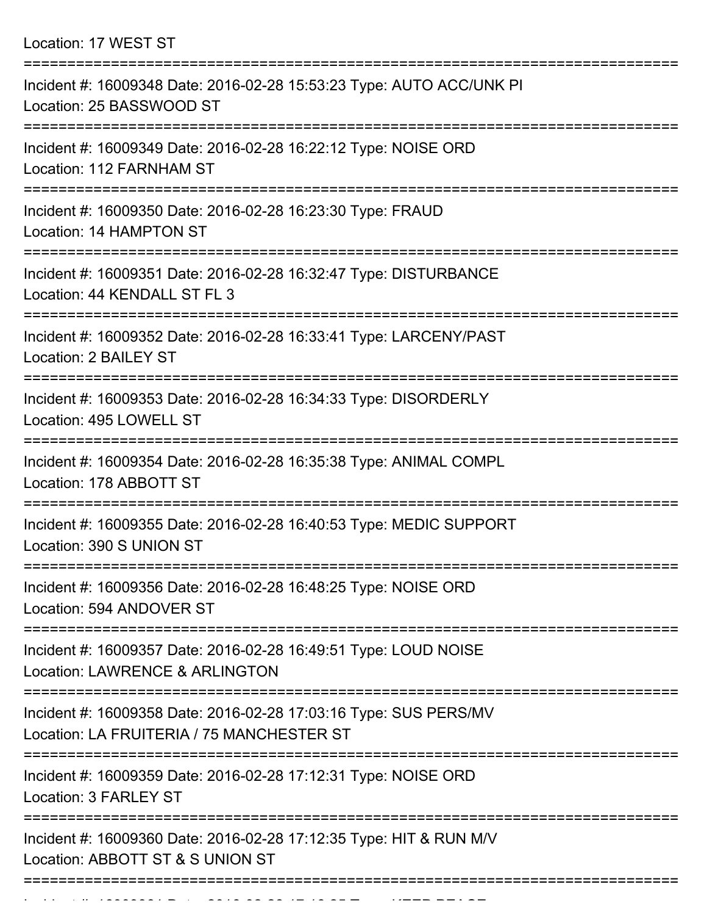Location: 17 WEST ST

===========================================================================

Incident #: 16009348 Date: 2016-02-28 15:53:23 Type: AUTO ACC/UNK PI
Location: 25 BASSWOOD ST

===========================================================================

Incident #: 16009349 Date: 2016-02-28 16:22:12 Type: NOISE ORD
Location: 112 FARNHAM ST

===========================================================================

Incident #: 16009350 Date: 2016-02-28 16:23:30 Type: FRAUD
Location: 14 HAMPTON ST

===========================================================================

Incident #: 16009351 Date: 2016-02-28 16:32:47 Type: DISTURBANCE
Location: 44 KENDALL ST FL 3

===========================================================================

Incident #: 16009352 Date: 2016-02-28 16:33:41 Type: LARCENY/PAST
Location: 2 BAILEY ST

===========================================================================

Incident #: 16009353 Date: 2016-02-28 16:34:33 Type: DISORDERLY
Location: 495 LOWELL ST

===========================================================================

Incident #: 16009354 Date: 2016-02-28 16:35:38 Type: ANIMAL COMPL
Location: 178 ABBOTT ST

===========================================================================

Incident #: 16009355 Date: 2016-02-28 16:40:53 Type: MEDIC SUPPORT
Location: 390 S UNION ST

===========================================================================

Incident #: 16009356 Date: 2016-02-28 16:48:25 Type: NOISE ORD
Location: 594 ANDOVER ST

===========================================================================

Incident #: 16009357 Date: 2016-02-28 16:49:51 Type: LOUD NOISE
Location: LAWRENCE & ARLINGTON

===========================================================================

Incident #: 16009358 Date: 2016-02-28 17:03:16 Type: SUS PERS/MV
Location: LA FRUITERIA / 75 MANCHESTER ST

===========================================================================

Incident #: 16009359 Date: 2016-02-28 17:12:31 Type: NOISE ORD
Location: 3 FARLEY ST

===========================================================================

Incident #: 16009360 Date: 2016-02-28 17:12:35 Type: HIT & RUN M/V
Location: ABBOTT ST & S UNION ST

===========================================================================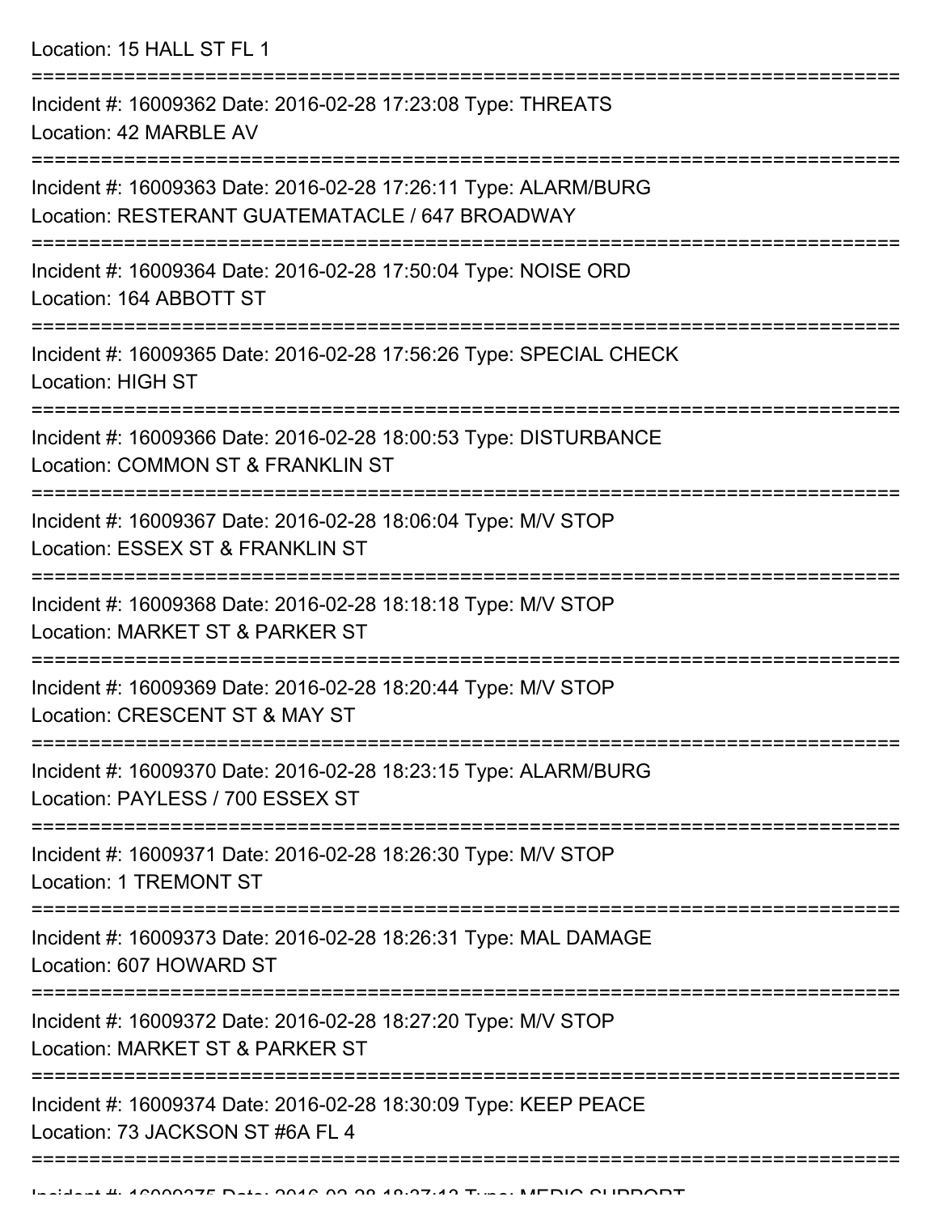Location: 15 HALL ST FL 1

===========================================================================

Incident #: 16009362 Date: 2016-02-28 17:23:08 Type: THREATS
Location: 42 MARBLE AV

===========================================================================

Incident #: 16009363 Date: 2016-02-28 17:26:11 Type: ALARM/BURG
Location: RESTERANT GUATEMATACLE / 647 BROADWAY

===========================================================================

Incident #: 16009364 Date: 2016-02-28 17:50:04 Type: NOISE ORD
Location: 164 ABBOTT ST

===========================================================================

Incident #: 16009365 Date: 2016-02-28 17:56:26 Type: SPECIAL CHECK
Location: HIGH ST

===========================================================================

Incident #: 16009366 Date: 2016-02-28 18:00:53 Type: DISTURBANCE
Location: COMMON ST & FRANKLIN ST

===========================================================================

Incident #: 16009367 Date: 2016-02-28 18:06:04 Type: M/V STOP
Location: ESSEX ST & FRANKLIN ST

===========================================================================

Incident #: 16009368 Date: 2016-02-28 18:18:18 Type: M/V STOP
Location: MARKET ST & PARKER ST

===========================================================================

Incident #: 16009369 Date: 2016-02-28 18:20:44 Type: M/V STOP
Location: CRESCENT ST & MAY ST

===========================================================================

Incident #: 16009370 Date: 2016-02-28 18:23:15 Type: ALARM/BURG
Location: PAYLESS / 700 ESSEX ST

===========================================================================

Incident #: 16009371 Date: 2016-02-28 18:26:30 Type: M/V STOP
Location: 1 TREMONT ST

===========================================================================

Incident #: 16009373 Date: 2016-02-28 18:26:31 Type: MAL DAMAGE
Location: 607 HOWARD ST

===========================================================================

Incident #: 16009372 Date: 2016-02-28 18:27:20 Type: M/V STOP
Location: MARKET ST & PARKER ST

===========================================================================

Incident #: 16009374 Date: 2016-02-28 18:30:09 Type: KEEP PEACE
Location: 73 JACKSON ST #6A FL 4

===========================================================================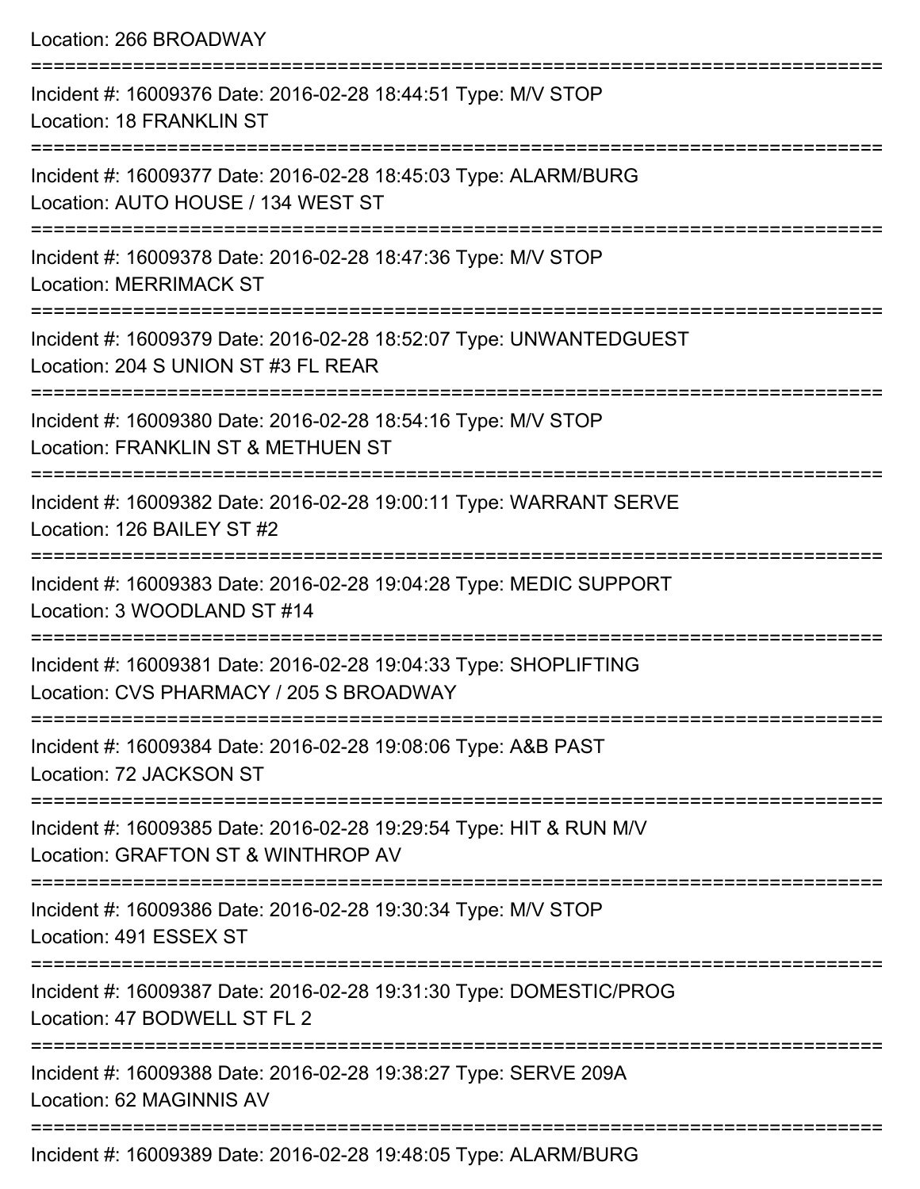Location: 266 BROADWAY

===========================================================================

Incident #: 16009376 Date: 2016-02-28 18:44:51 Type: M/V STOP
Location: 18 FRANKLIN ST

===========================================================================

Incident #: 16009377 Date: 2016-02-28 18:45:03 Type: ALARM/BURG
Location: AUTO HOUSE / 134 WEST ST

===========================================================================

Incident #: 16009378 Date: 2016-02-28 18:47:36 Type: M/V STOP
Location: MERRIMACK ST

===========================================================================

Incident #: 16009379 Date: 2016-02-28 18:52:07 Type: UNWANTEDGUEST
Location: 204 S UNION ST #3 FL REAR

===========================================================================

Incident #: 16009380 Date: 2016-02-28 18:54:16 Type: M/V STOP
Location: FRANKLIN ST & METHUEN ST

===========================================================================

Incident #: 16009382 Date: 2016-02-28 19:00:11 Type: WARRANT SERVE
Location: 126 BAILEY ST #2

===========================================================================

Incident #: 16009383 Date: 2016-02-28 19:04:28 Type: MEDIC SUPPORT
Location: 3 WOODLAND ST #14

===========================================================================

Incident #: 16009381 Date: 2016-02-28 19:04:33 Type: SHOPLIFTING
Location: CVS PHARMACY / 205 S BROADWAY

===========================================================================

Incident #: 16009384 Date: 2016-02-28 19:08:06 Type: A&B PAST
Location: 72 JACKSON ST

===========================================================================

Incident #: 16009385 Date: 2016-02-28 19:29:54 Type: HIT & RUN M/V
Location: GRAFTON ST & WINTHROP AV

===========================================================================

Incident #: 16009386 Date: 2016-02-28 19:30:34 Type: M/V STOP
Location: 491 ESSEX ST

===========================================================================

Incident #: 16009387 Date: 2016-02-28 19:31:30 Type: DOMESTIC/PROG
Location: 47 BODWELL ST FL 2

===========================================================================

Incident #: 16009388 Date: 2016-02-28 19:38:27 Type: SERVE 209A
Location: 62 MAGINNIS AV

===========================================================================

Incident #: 16009389 Date: 2016-02-28 19:48:05 Type: ALARM/BURG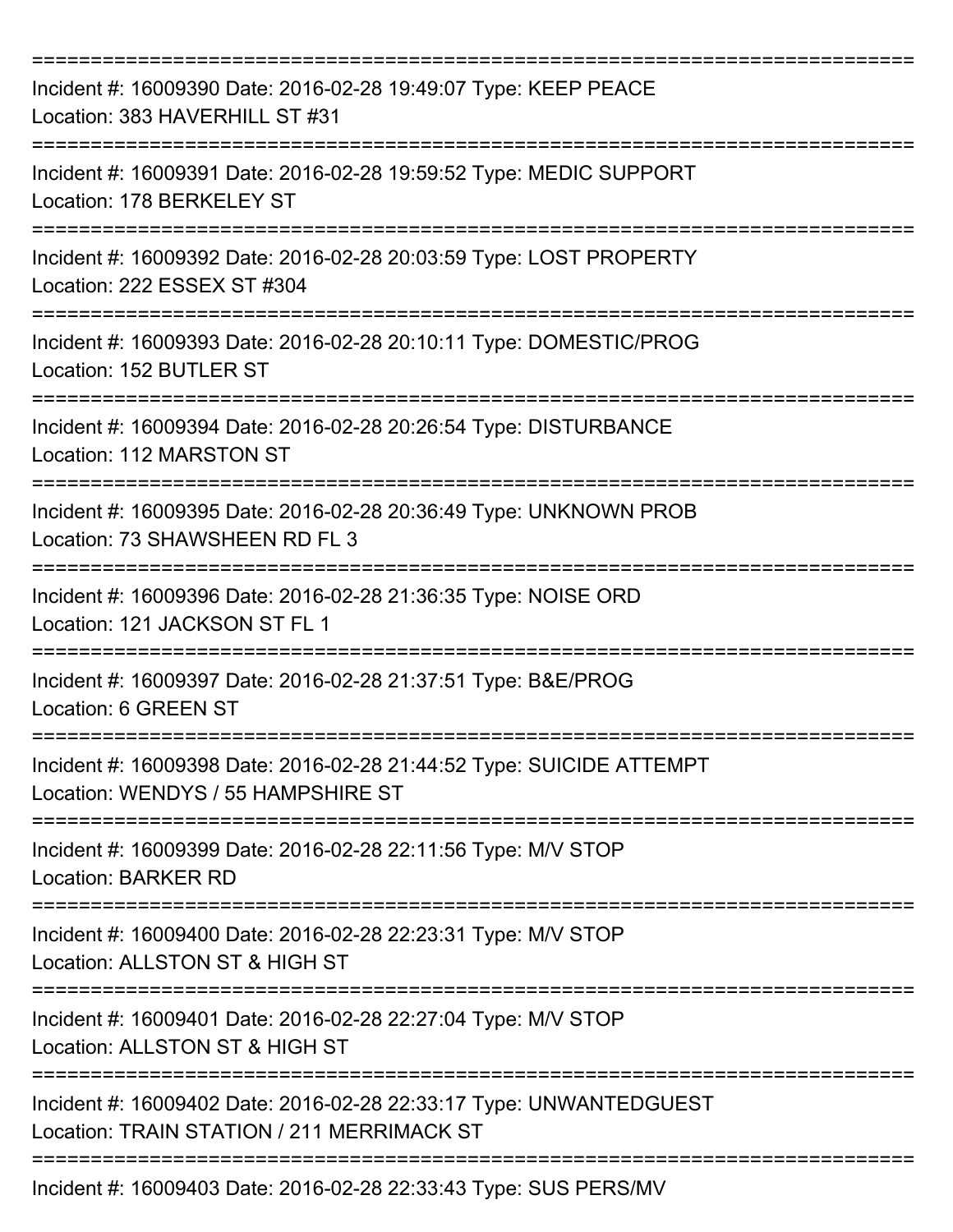Incident #: 16009390 Date: 2016-02-28 19:49:07 Type: KEEP PEACE
Location: 383 HAVERHILL ST #31

Incident #: 16009391 Date: 2016-02-28 19:59:52 Type: MEDIC SUPPORT
Location: 178 BERKELEY ST

Incident #: 16009392 Date: 2016-02-28 20:03:59 Type: LOST PROPERTY
Location: 222 ESSEX ST #304

Incident #: 16009393 Date: 2016-02-28 20:10:11 Type: DOMESTIC/PROG
Location: 152 BUTLER ST

Incident #: 16009394 Date: 2016-02-28 20:26:54 Type: DISTURBANCE
Location: 112 MARSTON ST

Incident #: 16009395 Date: 2016-02-28 20:36:49 Type: UNKNOWN PROB
Location: 73 SHAWSHEEN RD FL 3

Incident #: 16009396 Date: 2016-02-28 21:36:35 Type: NOISE ORD
Location: 121 JACKSON ST FL 1

Incident #: 16009397 Date: 2016-02-28 21:37:51 Type: B&E/PROG
Location: 6 GREEN ST

Incident #: 16009398 Date: 2016-02-28 21:44:52 Type: SUICIDE ATTEMPT
Location: WENDYS / 55 HAMPSHIRE ST

Incident #: 16009399 Date: 2016-02-28 22:11:56 Type: M/V STOP
Location: BARKER RD

Incident #: 16009400 Date: 2016-02-28 22:23:31 Type: M/V STOP
Location: ALLSTON ST & HIGH ST

Incident #: 16009401 Date: 2016-02-28 22:27:04 Type: M/V STOP
Location: ALLSTON ST & HIGH ST

Incident #: 16009402 Date: 2016-02-28 22:33:17 Type: UNWANTEDGUEST
Location: TRAIN STATION / 211 MERRIMACK ST

Incident #: 16009403 Date: 2016-02-28 22:33:43 Type: SUS PERS/MV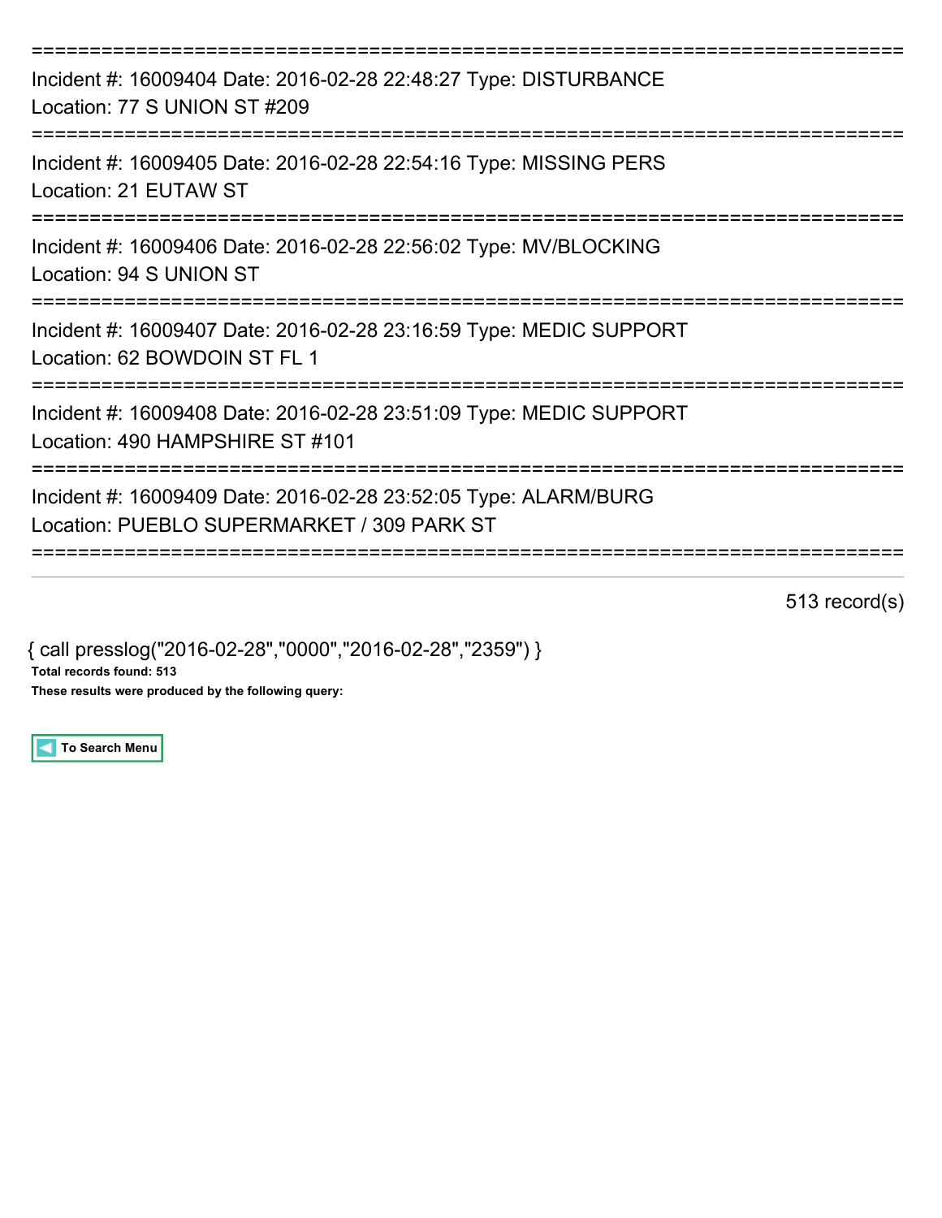===========================================================================

Incident #: 16009404 Date: 2016-02-28 22:48:27 Type: DISTURBANCE
Location: 77 S UNION ST #209

===========================================================================

Incident #: 16009405 Date: 2016-02-28 22:54:16 Type: MISSING PERS
Location: 21 EUTAW ST

===========================================================================

Incident #: 16009406 Date: 2016-02-28 22:56:02 Type: MV/BLOCKING
Location: 94 S UNION ST

===========================================================================

Incident #: 16009407 Date: 2016-02-28 23:16:59 Type: MEDIC SUPPORT
Location: 62 BOWDOIN ST FL 1

===========================================================================

Incident #: 16009408 Date: 2016-02-28 23:51:09 Type: MEDIC SUPPORT
Location: 490 HAMPSHIRE ST #101

===========================================================================

Incident #: 16009409 Date: 2016-02-28 23:52:05 Type: ALARM/BURG
Location: PUEBLO SUPERMARKET / 309 PARK ST

===========================================================================

513 record(s)

{ call presslog("2016-02-28","0000","2016-02-28","2359") }

**Total records found: 513**

**These results were produced by the following query:**

To Search Menu